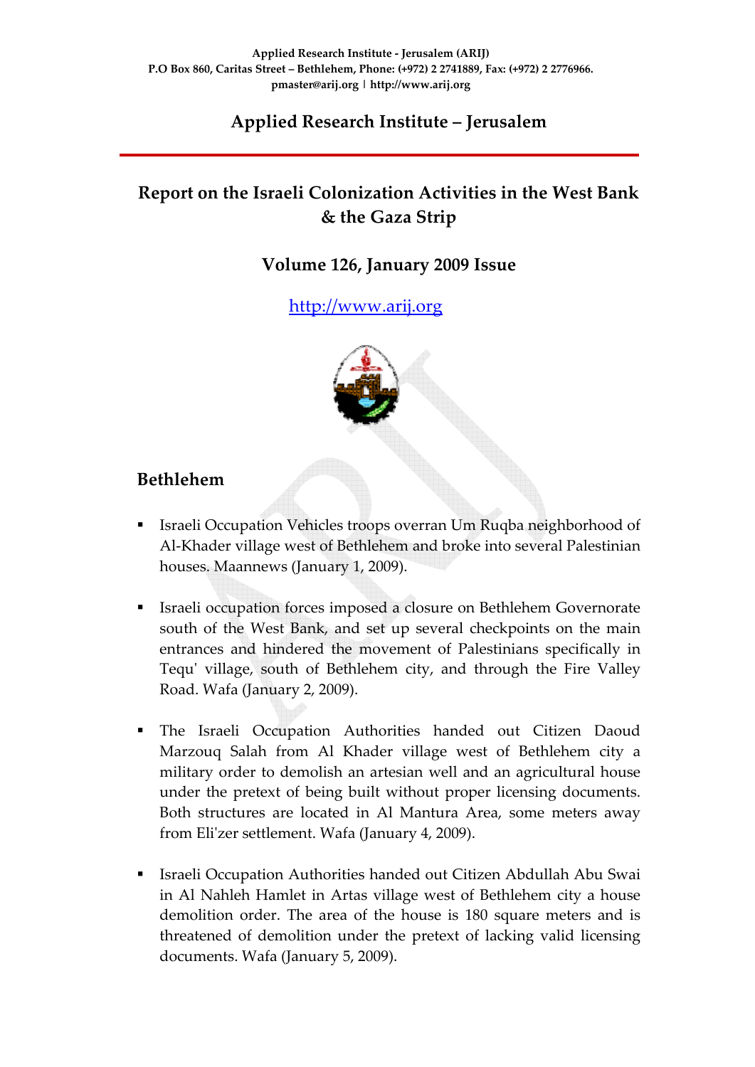Applied Research Institute - Jerusalem (ARIJ)
P.O Box 860, Caritas Street – Bethlehem, Phone: (+972) 2 2741889, Fax: (+972) 2 2776966.
pmaster@arij.org | http://www.arij.org

# Applied Research Institute – Jerusalem

## Report on the Israeli Colonization Activities in the West Bank & the Gaza Strip

### Volume 126, January 2009 Issue

http://www.arij.org

## Bethlehem

- Israeli Occupation Vehicles troops overran Um Ruqba neighborhood of Al-Khader village west of Bethlehem and broke into several Palestinian houses. Maannews (January 1, 2009).

- Israeli occupation forces imposed a closure on Bethlehem Governorate south of the West Bank, and set up several checkpoints on the main entrances and hindered the movement of Palestinians specifically in Tequ' village, south of Bethlehem city, and through the Fire Valley Road. Wafa (January 2, 2009).

- The Israeli Occupation Authorities handed out Citizen Daoud Marzouq Salah from Al Khader village west of Bethlehem city a military order to demolish an artesian well and an agricultural house under the pretext of being built without proper licensing documents. Both structures are located in Al Mantura Area, some meters away from Eli'zer settlement. Wafa (January 4, 2009).

- Israeli Occupation Authorities handed out Citizen Abdullah Abu Swai in Al Nahleh Hamlet in Artas village west of Bethlehem city a house demolition order. The area of the house is 180 square meters and is threatened of demolition under the pretext of lacking valid licensing documents. Wafa (January 5, 2009).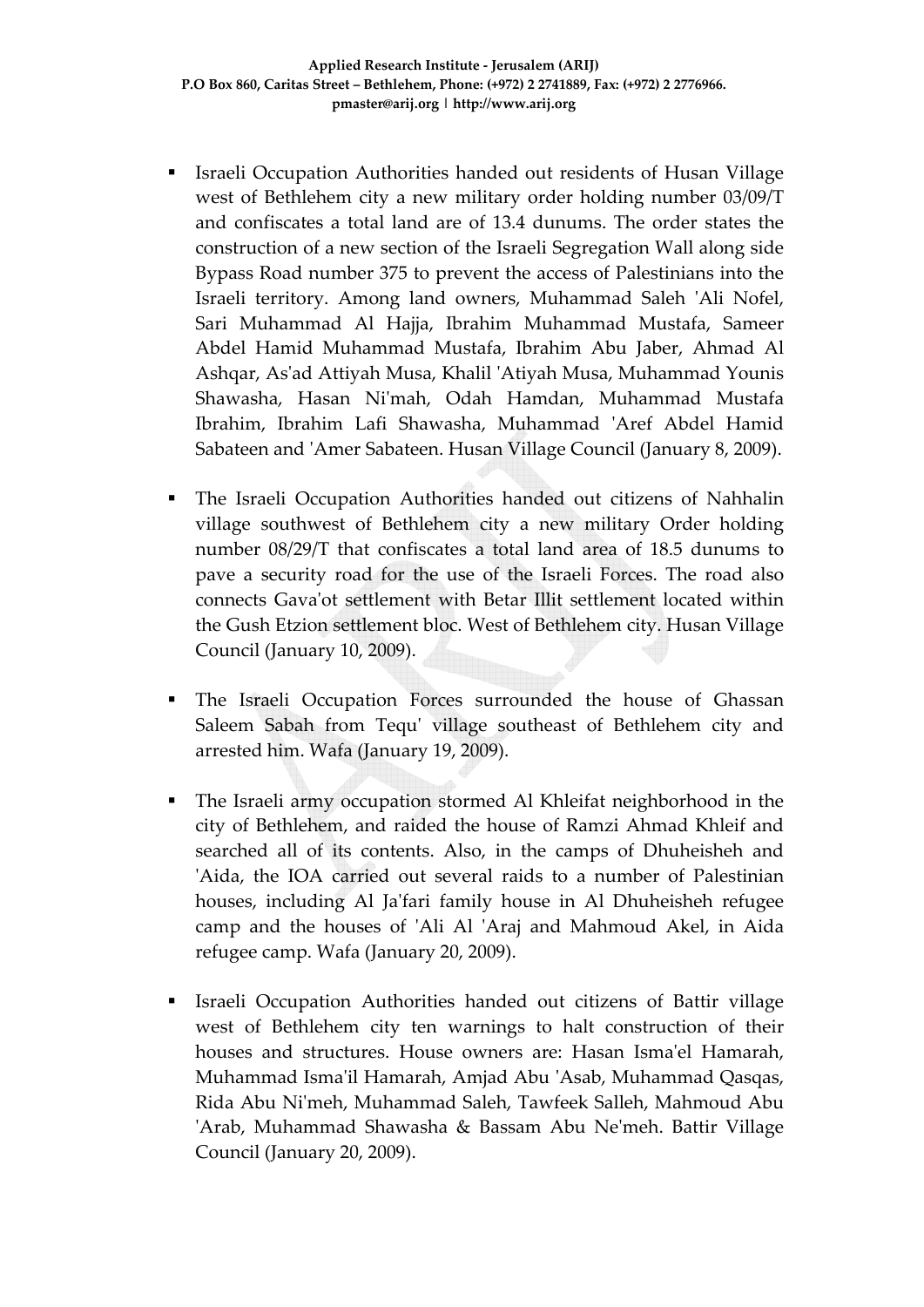- Israeli Occupation Authorities handed out residents of Husan Village west of Bethlehem city a new military order holding number 03/09/T and confiscates a total land are of 13.4 dunums. The order states the construction of a new section of the Israeli Segregation Wall along side Bypass Road number 375 to prevent the access of Palestinians into the Israeli territory. Among land owners, Muhammad Saleh 'Ali Nofel, Sari Muhammad Al Hajja, Ibrahim Muhammad Mustafa, Sameer Abdel Hamid Muhammad Mustafa, Ibrahim Abu Jaber, Ahmad Al Ashqar, As'ad Attiyah Musa, Khalil 'Atiyah Musa, Muhammad Younis Shawasha, Hasan Ni'mah, Odah Hamdan, Muhammad Mustafa Ibrahim, Ibrahim Lafi Shawasha, Muhammad 'Aref Abdel Hamid Sabateen and 'Amer Sabateen. Husan Village Council (January 8, 2009).

- The Israeli Occupation Authorities handed out citizens of Nahhalin village southwest of Bethlehem city a new military Order holding number 08/29/T that confiscates a total land area of 18.5 dunums to pave a security road for the use of the Israeli Forces. The road also connects Gava'ot settlement with Betar Illit settlement located within the Gush Etzion settlement bloc. West of Bethlehem city. Husan Village Council (January 10, 2009).

- The Israeli Occupation Forces surrounded the house of Ghassan Saleem Sabah from Tequ' village southeast of Bethlehem city and arrested him. Wafa (January 19, 2009).

- The Israeli army occupation stormed Al Khleifat neighborhood in the city of Bethlehem, and raided the house of Ramzi Ahmad Khleif and searched all of its contents. Also, in the camps of Dhuheisheh and 'Aida, the IOA carried out several raids to a number of Palestinian houses, including Al Ja'fari family house in Al Dhuheisheh refugee camp and the houses of 'Ali Al 'Araj and Mahmoud Akel, in Aida refugee camp. Wafa (January 20, 2009).

- Israeli Occupation Authorities handed out citizens of Battir village west of Bethlehem city ten warnings to halt construction of their houses and structures. House owners are: Hasan Isma'el Hamarah, Muhammad Isma'il Hamarah, Amjad Abu 'Asab, Muhammad Qasqas, Rida Abu Ni'meh, Muhammad Saleh, Tawfeek Salleh, Mahmoud Abu 'Arab, Muhammad Shawasha & Bassam Abu Ne'meh. Battir Village Council (January 20, 2009).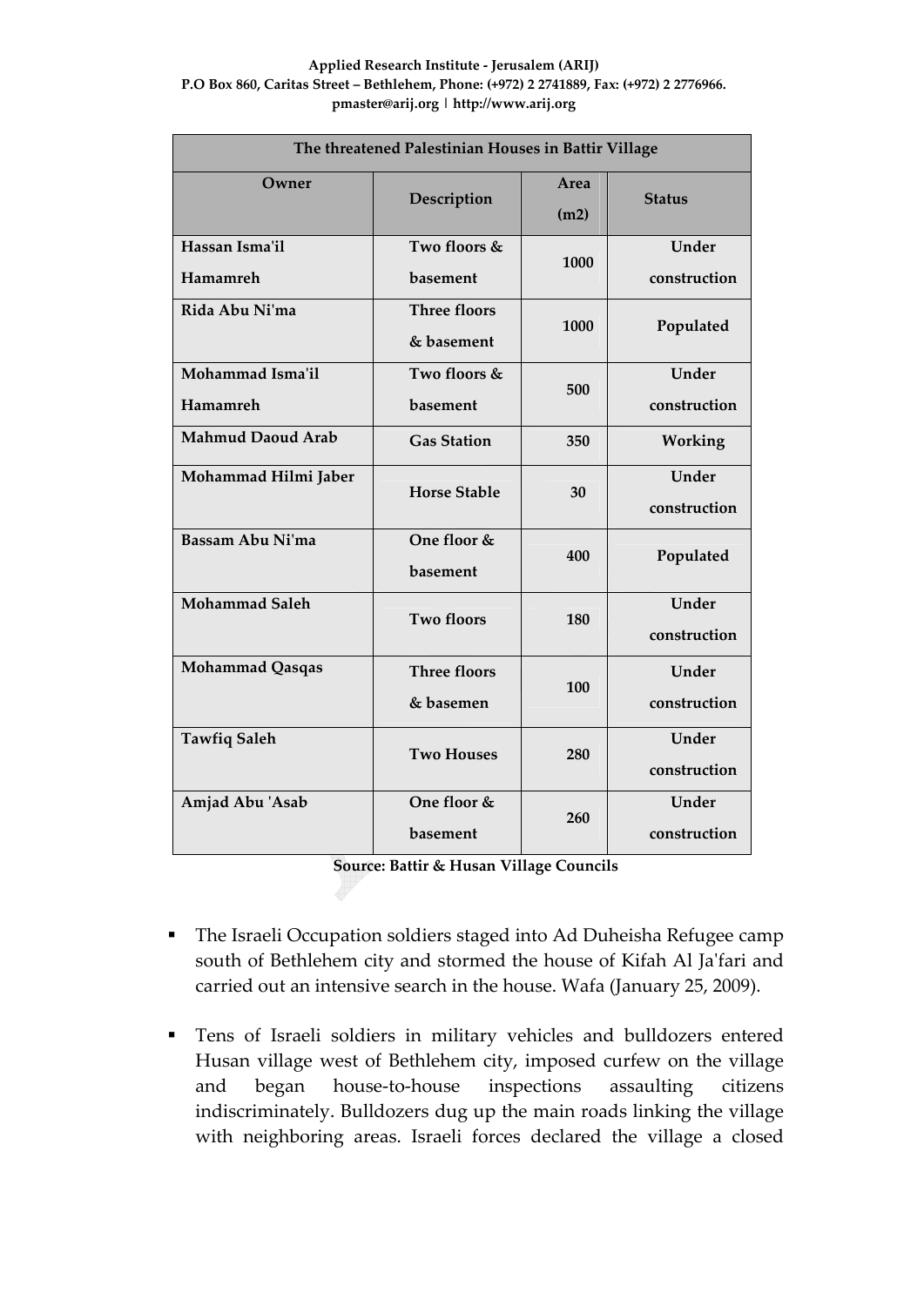| The threatened Palestinian Houses in Battir Village | | | |
|---|---|---|---|
| **Owner** | **Description** | **Area (m2)** | **Status** |
| Hassan Isma'il Hamamreh | Two floors & basement | 1000 | Under construction |
| Rida Abu Ni'ma | Three floors & basement | 1000 | Populated |
| Mohammad Isma'il Hamamreh | Two floors & basement | 500 | Under construction |
| Mahmud Daoud Arab | Gas Station | 350 | Working |
| Mohammad Hilmi Jaber | Horse Stable | 30 | Under construction |
| Bassam Abu Ni'ma | One floor & basement | 400 | Populated |
| Mohammad Saleh | Two floors | 180 | Under construction |
| Mohammad Qasqas | Three floors & basemen | 100 | Under construction |
| Tawfiq Saleh | Two Houses | 280 | Under construction |
| Amjad Abu 'Asab | One floor & basement | 260 | Under construction |

**Source: Battir & Husan Village Councils**

- The Israeli Occupation soldiers staged into Ad Duheisha Refugee camp south of Bethlehem city and stormed the house of Kifah Al Ja'fari and carried out an intensive search in the house. Wafa (January 25, 2009).

- Tens of Israeli soldiers in military vehicles and bulldozers entered Husan village west of Bethlehem city, imposed curfew on the village and began house-to-house inspections assaulting citizens indiscriminately. Bulldozers dug up the main roads linking the village with neighboring areas. Israeli forces declared the village a closed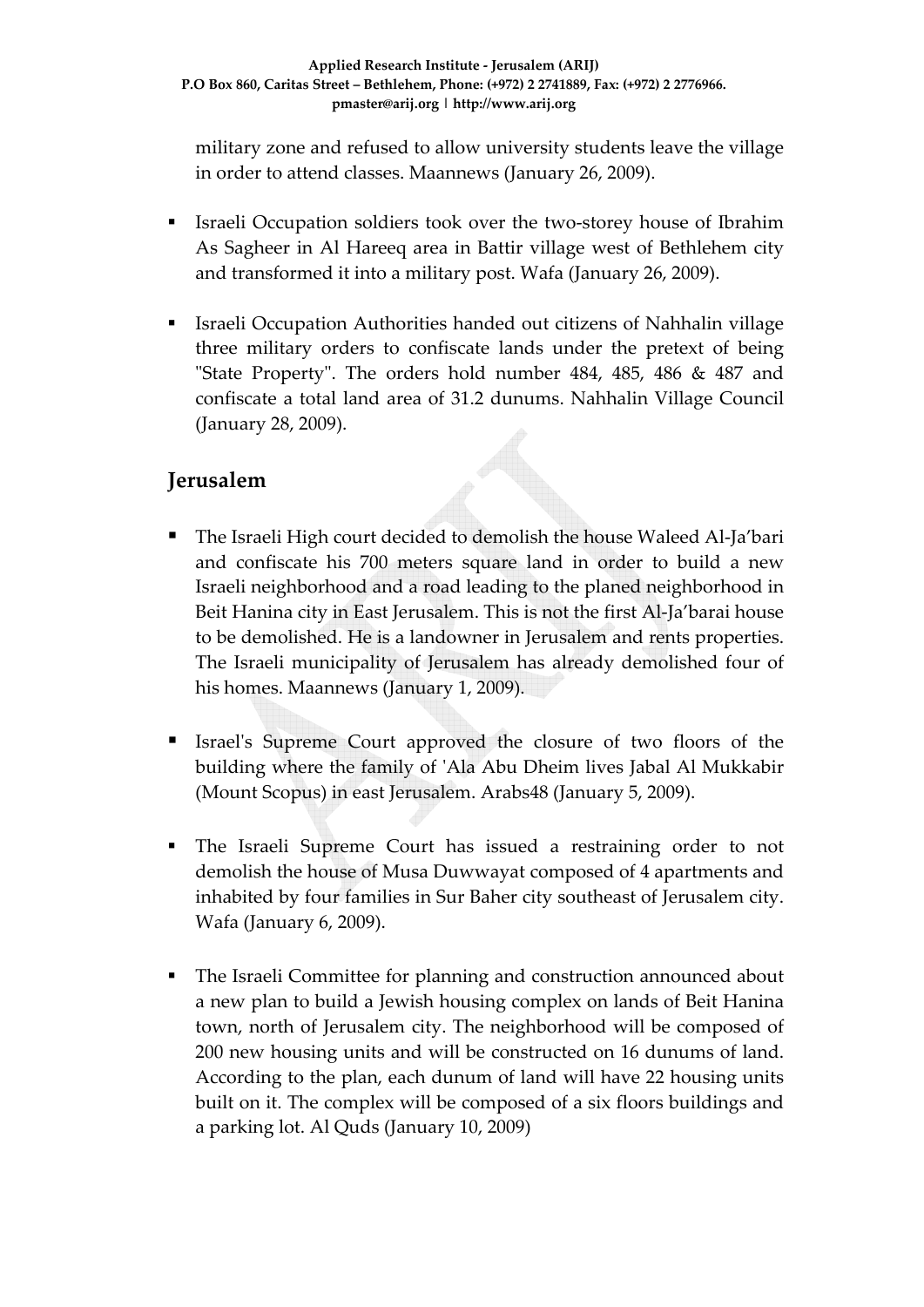military zone and refused to allow university students leave the village in order to attend classes. Maannews (January 26, 2009).

- Israeli Occupation soldiers took over the two-storey house of Ibrahim As Sagheer in Al Hareeq area in Battir village west of Bethlehem city and transformed it into a military post. Wafa (January 26, 2009).

- Israeli Occupation Authorities handed out citizens of Nahhalin village three military orders to confiscate lands under the pretext of being "State Property". The orders hold number 484, 485, 486 & 487 and confiscate a total land area of 31.2 dunums. Nahhalin Village Council (January 28, 2009).

## Jerusalem

- The Israeli High court decided to demolish the house Waleed Al-Ja'bari and confiscate his 700 meters square land in order to build a new Israeli neighborhood and a road leading to the planed neighborhood in Beit Hanina city in East Jerusalem. This is not the first Al-Ja'barai house to be demolished. He is a landowner in Jerusalem and rents properties. The Israeli municipality of Jerusalem has already demolished four of his homes. Maannews (January 1, 2009).

- Israel's Supreme Court approved the closure of two floors of the building where the family of 'Ala Abu Dheim lives Jabal Al Mukkabir (Mount Scopus) in east Jerusalem. Arabs48 (January 5, 2009).

- The Israeli Supreme Court has issued a restraining order to not demolish the house of Musa Duwwayat composed of 4 apartments and inhabited by four families in Sur Baher city southeast of Jerusalem city. Wafa (January 6, 2009).

- The Israeli Committee for planning and construction announced about a new plan to build a Jewish housing complex on lands of Beit Hanina town, north of Jerusalem city. The neighborhood will be composed of 200 new housing units and will be constructed on 16 dunums of land. According to the plan, each dunum of land will have 22 housing units built on it. The complex will be composed of a six floors buildings and a parking lot. Al Quds (January 10, 2009)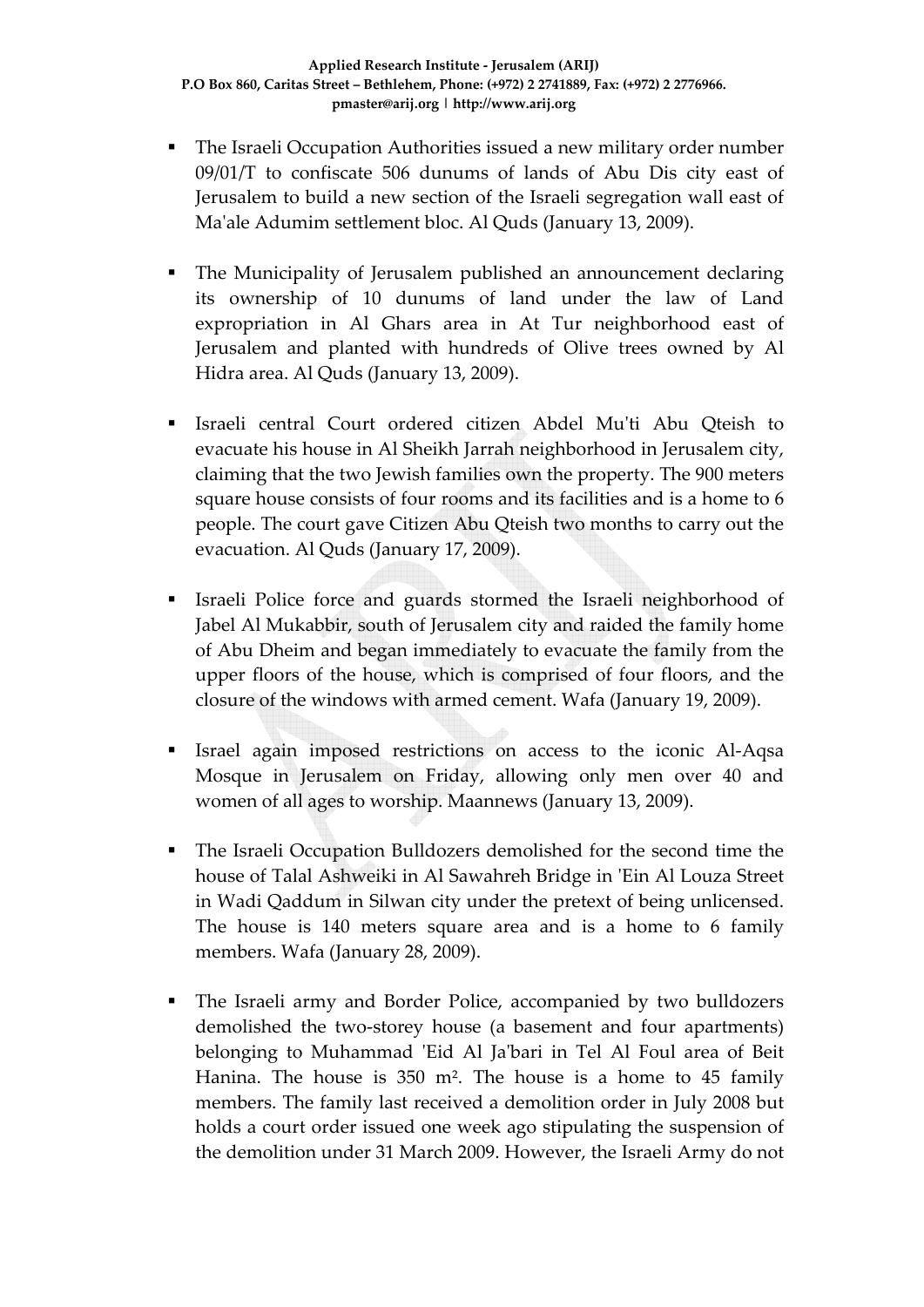- The Israeli Occupation Authorities issued a new military order number 09/01/T to confiscate 506 dunums of lands of Abu Dis city east of Jerusalem to build a new section of the Israeli segregation wall east of Ma'ale Adumim settlement bloc. Al Quds (January 13, 2009).

- The Municipality of Jerusalem published an announcement declaring its ownership of 10 dunums of land under the law of Land expropriation in Al Ghars area in At Tur neighborhood east of Jerusalem and planted with hundreds of Olive trees owned by Al Hidra area. Al Quds (January 13, 2009).

- Israeli central Court ordered citizen Abdel Mu'ti Abu Qteish to evacuate his house in Al Sheikh Jarrah neighborhood in Jerusalem city, claiming that the two Jewish families own the property. The 900 meters square house consists of four rooms and its facilities and is a home to 6 people. The court gave Citizen Abu Qteish two months to carry out the evacuation. Al Quds (January 17, 2009).

- Israeli Police force and guards stormed the Israeli neighborhood of Jabel Al Mukabbir, south of Jerusalem city and raided the family home of Abu Dheim and began immediately to evacuate the family from the upper floors of the house, which is comprised of four floors, and the closure of the windows with armed cement. Wafa (January 19, 2009).

- Israel again imposed restrictions on access to the iconic Al-Aqsa Mosque in Jerusalem on Friday, allowing only men over 40 and women of all ages to worship. Maannews (January 13, 2009).

- The Israeli Occupation Bulldozers demolished for the second time the house of Talal Ashweiki in Al Sawahreh Bridge in 'Ein Al Louza Street in Wadi Qaddum in Silwan city under the pretext of being unlicensed. The house is 140 meters square area and is a home to 6 family members. Wafa (January 28, 2009).

- The Israeli army and Border Police, accompanied by two bulldozers demolished the two-storey house (a basement and four apartments) belonging to Muhammad 'Eid Al Ja'bari in Tel Al Foul area of Beit Hanina. The house is 350 m². The house is a home to 45 family members. The family last received a demolition order in July 2008 but holds a court order issued one week ago stipulating the suspension of the demolition under 31 March 2009. However, the Israeli Army do not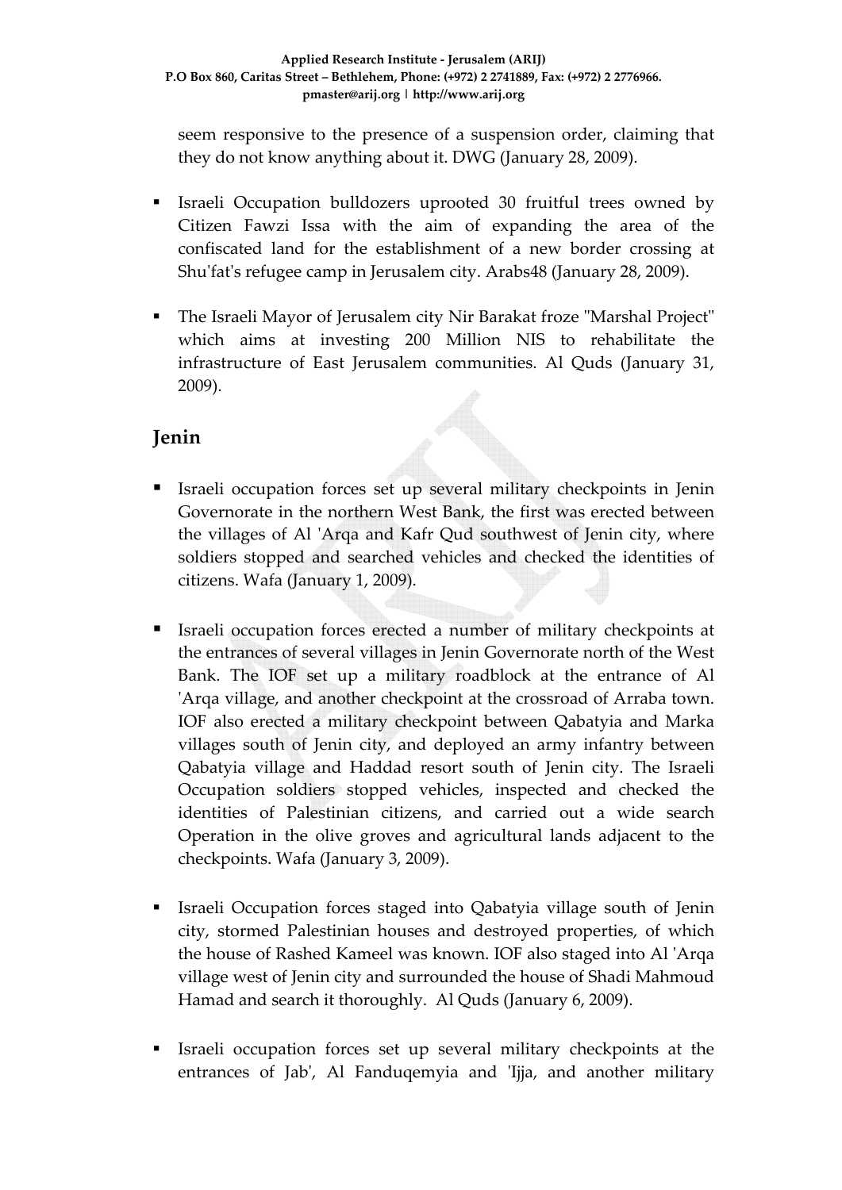seem responsive to the presence of a suspension order, claiming that they do not know anything about it. DWG (January 28, 2009).

- Israeli Occupation bulldozers uprooted 30 fruitful trees owned by Citizen Fawzi Issa with the aim of expanding the area of the confiscated land for the establishment of a new border crossing at Shu'fat's refugee camp in Jerusalem city. Arabs48 (January 28, 2009).

- The Israeli Mayor of Jerusalem city Nir Barakat froze "Marshal Project" which aims at investing 200 Million NIS to rehabilitate the infrastructure of East Jerusalem communities. Al Quds (January 31, 2009).

## Jenin

- Israeli occupation forces set up several military checkpoints in Jenin Governorate in the northern West Bank, the first was erected between the villages of Al 'Arqa and Kafr Qud southwest of Jenin city, where soldiers stopped and searched vehicles and checked the identities of citizens. Wafa (January 1, 2009).

- Israeli occupation forces erected a number of military checkpoints at the entrances of several villages in Jenin Governorate north of the West Bank. The IOF set up a military roadblock at the entrance of Al 'Arqa village, and another checkpoint at the crossroad of Arraba town. IOF also erected a military checkpoint between Qabatyia and Marka villages south of Jenin city, and deployed an army infantry between Qabatyia village and Haddad resort south of Jenin city. The Israeli Occupation soldiers stopped vehicles, inspected and checked the identities of Palestinian citizens, and carried out a wide search Operation in the olive groves and agricultural lands adjacent to the checkpoints. Wafa (January 3, 2009).

- Israeli Occupation forces staged into Qabatyia village south of Jenin city, stormed Palestinian houses and destroyed properties, of which the house of Rashed Kameel was known. IOF also staged into Al 'Arqa village west of Jenin city and surrounded the house of Shadi Mahmoud Hamad and search it thoroughly. Al Quds (January 6, 2009).

- Israeli occupation forces set up several military checkpoints at the entrances of Jab', Al Fanduqemyia and 'Ijja, and another military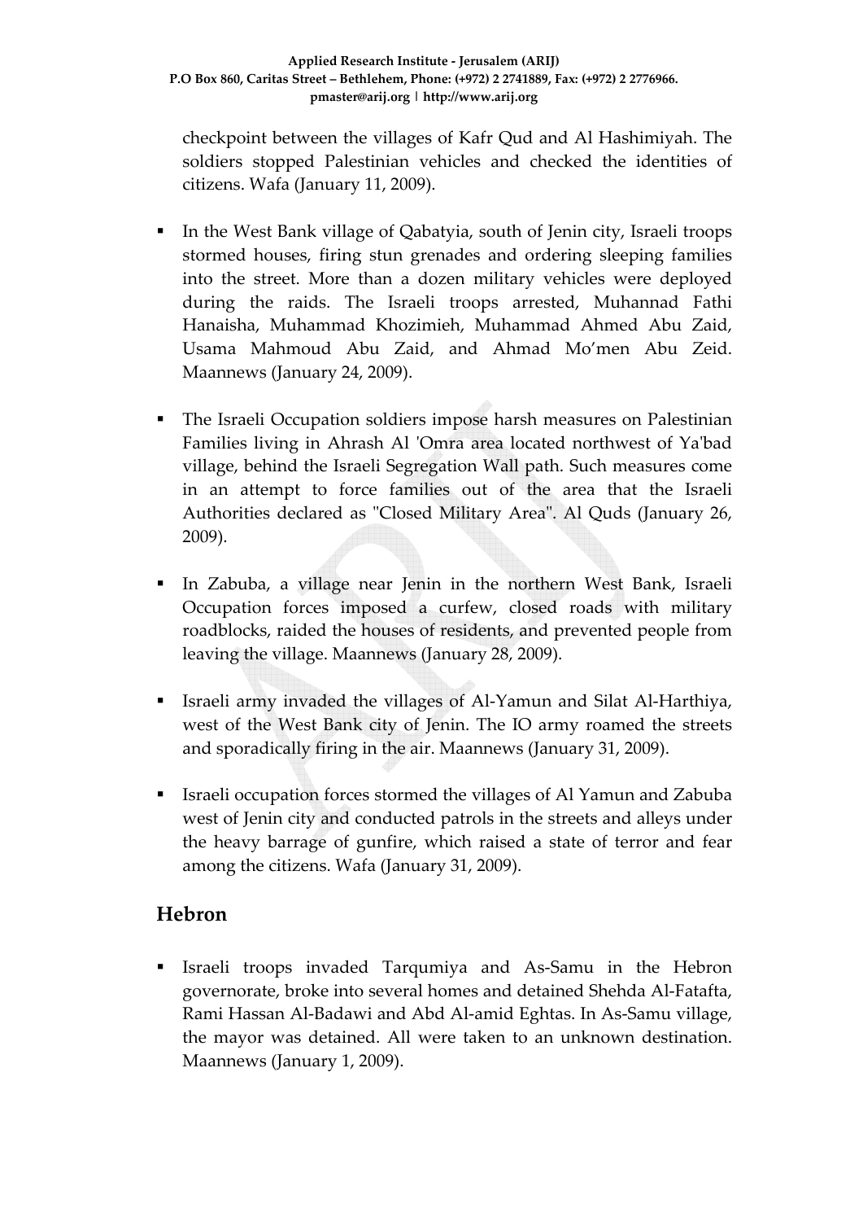checkpoint between the villages of Kafr Qud and Al Hashimiyah. The soldiers stopped Palestinian vehicles and checked the identities of citizens. Wafa (January 11, 2009).

- In the West Bank village of Qabatyia, south of Jenin city, Israeli troops stormed houses, firing stun grenades and ordering sleeping families into the street. More than a dozen military vehicles were deployed during the raids. The Israeli troops arrested, Muhannad Fathi Hanaisha, Muhammad Khozimieh, Muhammad Ahmed Abu Zaid, Usama Mahmoud Abu Zaid, and Ahmad Mo'men Abu Zeid. Maannews (January 24, 2009).

- The Israeli Occupation soldiers impose harsh measures on Palestinian Families living in Ahrash Al 'Omra area located northwest of Ya'bad village, behind the Israeli Segregation Wall path. Such measures come in an attempt to force families out of the area that the Israeli Authorities declared as "Closed Military Area". Al Quds (January 26, 2009).

- In Zabuba, a village near Jenin in the northern West Bank, Israeli Occupation forces imposed a curfew, closed roads with military roadblocks, raided the houses of residents, and prevented people from leaving the village. Maannews (January 28, 2009).

- Israeli army invaded the villages of Al-Yamun and Silat Al-Harthiya, west of the West Bank city of Jenin. The IO army roamed the streets and sporadically firing in the air. Maannews (January 31, 2009).

- Israeli occupation forces stormed the villages of Al Yamun and Zabuba west of Jenin city and conducted patrols in the streets and alleys under the heavy barrage of gunfire, which raised a state of terror and fear among the citizens. Wafa (January 31, 2009).

## Hebron

- Israeli troops invaded Tarqumiya and As-Samu in the Hebron governorate, broke into several homes and detained Shehda Al-Fatafta, Rami Hassan Al-Badawi and Abd Al-amid Eghtas. In As-Samu village, the mayor was detained. All were taken to an unknown destination. Maannews (January 1, 2009).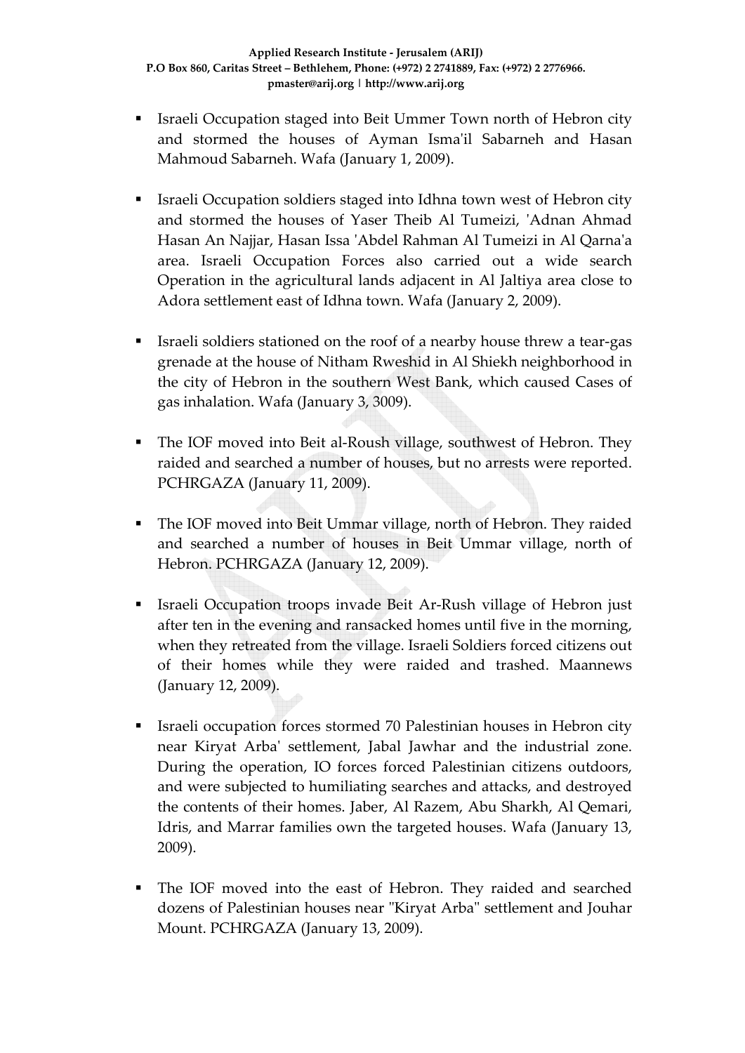- Israeli Occupation staged into Beit Ummer Town north of Hebron city and stormed the houses of Ayman Isma'il Sabarneh and Hasan Mahmoud Sabarneh. Wafa (January 1, 2009).

- Israeli Occupation soldiers staged into Idhna town west of Hebron city and stormed the houses of Yaser Theib Al Tumeizi, 'Adnan Ahmad Hasan An Najjar, Hasan Issa 'Abdel Rahman Al Tumeizi in Al Qarna'a area. Israeli Occupation Forces also carried out a wide search Operation in the agricultural lands adjacent in Al Jaltiya area close to Adora settlement east of Idhna town. Wafa (January 2, 2009).

- Israeli soldiers stationed on the roof of a nearby house threw a tear-gas grenade at the house of Nitham Rweshid in Al Shiekh neighborhood in the city of Hebron in the southern West Bank, which caused Cases of gas inhalation. Wafa (January 3, 3009).

- The IOF moved into Beit al-Roush village, southwest of Hebron. They raided and searched a number of houses, but no arrests were reported. PCHRGAZA (January 11, 2009).

- The IOF moved into Beit Ummar village, north of Hebron. They raided and searched a number of houses in Beit Ummar village, north of Hebron. PCHRGAZA (January 12, 2009).

- Israeli Occupation troops invade Beit Ar-Rush village of Hebron just after ten in the evening and ransacked homes until five in the morning, when they retreated from the village. Israeli Soldiers forced citizens out of their homes while they were raided and trashed. Maannews (January 12, 2009).

- Israeli occupation forces stormed 70 Palestinian houses in Hebron city near Kiryat Arba' settlement, Jabal Jawhar and the industrial zone. During the operation, IO forces forced Palestinian citizens outdoors, and were subjected to humiliating searches and attacks, and destroyed the contents of their homes. Jaber, Al Razem, Abu Sharkh, Al Qemari, Idris, and Marrar families own the targeted houses. Wafa (January 13, 2009).

- The IOF moved into the east of Hebron. They raided and searched dozens of Palestinian houses near "Kiryat Arba" settlement and Jouhar Mount. PCHRGAZA (January 13, 2009).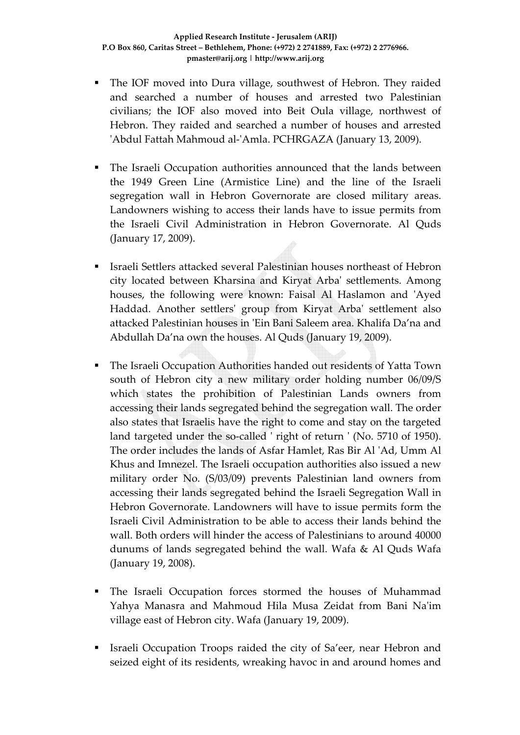- The IOF moved into Dura village, southwest of Hebron. They raided and searched a number of houses and arrested two Palestinian civilians; the IOF also moved into Beit Oula village, northwest of Hebron. They raided and searched a number of houses and arrested 'Abdul Fattah Mahmoud al-'Amla. PCHRGAZA (January 13, 2009).

- The Israeli Occupation authorities announced that the lands between the 1949 Green Line (Armistice Line) and the line of the Israeli segregation wall in Hebron Governorate are closed military areas. Landowners wishing to access their lands have to issue permits from the Israeli Civil Administration in Hebron Governorate. Al Quds (January 17, 2009).

- Israeli Settlers attacked several Palestinian houses northeast of Hebron city located between Kharsina and Kiryat Arba' settlements. Among houses, the following were known: Faisal Al Haslamon and 'Ayed Haddad. Another settlers' group from Kiryat Arba' settlement also attacked Palestinian houses in 'Ein Bani Saleem area. Khalifa Da'na and Abdullah Da'na own the houses. Al Quds (January 19, 2009).

- The Israeli Occupation Authorities handed out residents of Yatta Town south of Hebron city a new military order holding number 06/09/S which states the prohibition of Palestinian Lands owners from accessing their lands segregated behind the segregation wall. The order also states that Israelis have the right to come and stay on the targeted land targeted under the so-called ' right of return ' (No. 5710 of 1950). The order includes the lands of Asfar Hamlet, Ras Bir Al 'Ad, Umm Al Khus and Imnezel. The Israeli occupation authorities also issued a new military order No. (S/03/09) prevents Palestinian land owners from accessing their lands segregated behind the Israeli Segregation Wall in Hebron Governorate. Landowners will have to issue permits form the Israeli Civil Administration to be able to access their lands behind the wall. Both orders will hinder the access of Palestinians to around 40000 dunums of lands segregated behind the wall. Wafa & Al Quds Wafa (January 19, 2008).

- The Israeli Occupation forces stormed the houses of Muhammad Yahya Manasra and Mahmoud Hila Musa Zeidat from Bani Na'im village east of Hebron city. Wafa (January 19, 2009).

- Israeli Occupation Troops raided the city of Sa'eer, near Hebron and seized eight of its residents, wreaking havoc in and around homes and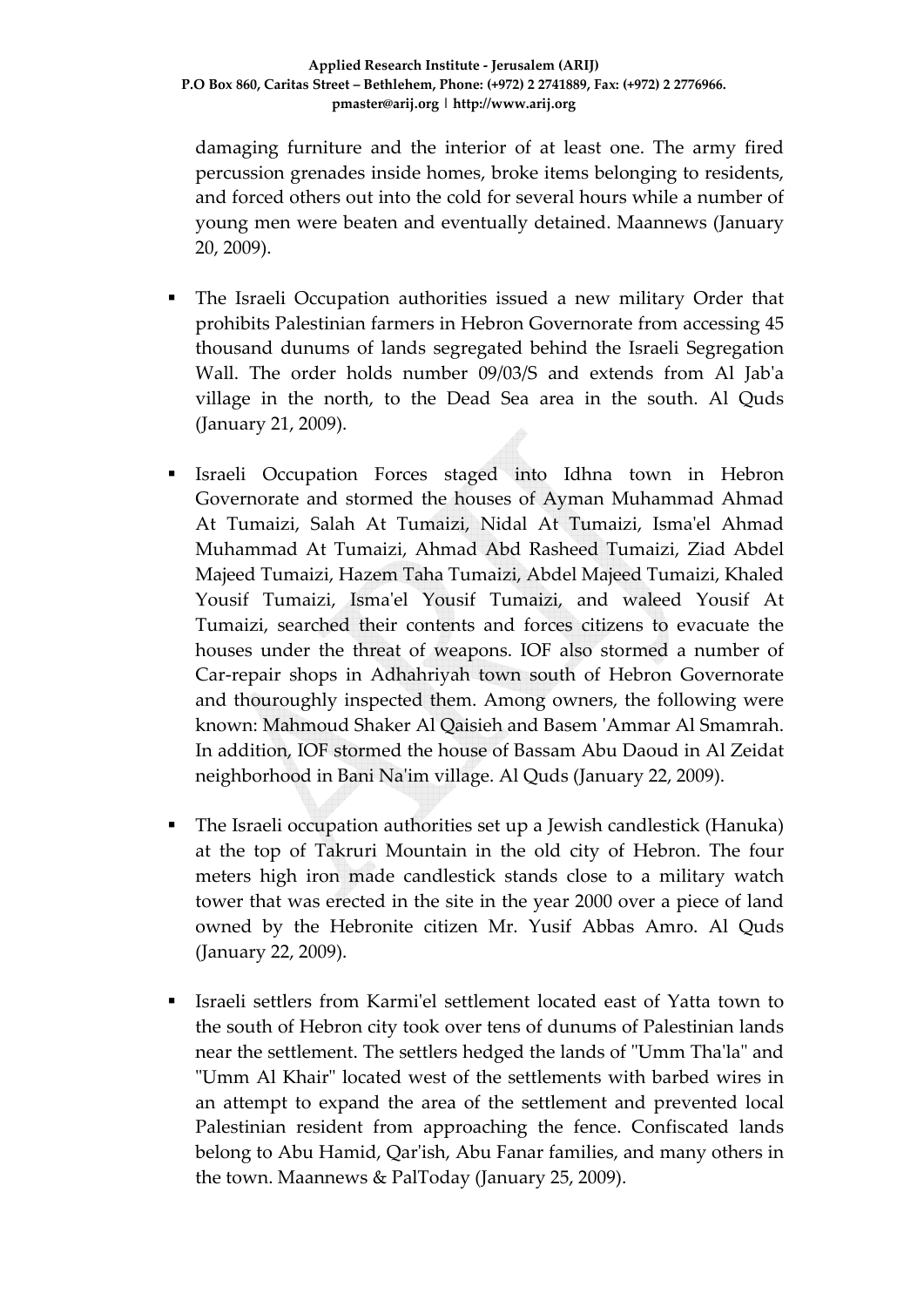damaging furniture and the interior of at least one. The army fired percussion grenades inside homes, broke items belonging to residents, and forced others out into the cold for several hours while a number of young men were beaten and eventually detained. Maannews (January 20, 2009).

- The Israeli Occupation authorities issued a new military Order that prohibits Palestinian farmers in Hebron Governorate from accessing 45 thousand dunums of lands segregated behind the Israeli Segregation Wall. The order holds number 09/03/S and extends from Al Jab'a village in the north, to the Dead Sea area in the south. Al Quds (January 21, 2009).

- Israeli Occupation Forces staged into Idhna town in Hebron Governorate and stormed the houses of Ayman Muhammad Ahmad At Tumaizi, Salah At Tumaizi, Nidal At Tumaizi, Isma'el Ahmad Muhammad At Tumaizi, Ahmad Abd Rasheed Tumaizi, Ziad Abdel Majeed Tumaizi, Hazem Taha Tumaizi, Abdel Majeed Tumaizi, Khaled Yousif Tumaizi, Isma'el Yousif Tumaizi, and waleed Yousif At Tumaizi, searched their contents and forces citizens to evacuate the houses under the threat of weapons. IOF also stormed a number of Car-repair shops in Adhahriyah town south of Hebron Governorate and thouroughly inspected them. Among owners, the following were known: Mahmoud Shaker Al Qaisieh and Basem 'Ammar Al Smamrah. In addition, IOF stormed the house of Bassam Abu Daoud in Al Zeidat neighborhood in Bani Na'im village. Al Quds (January 22, 2009).

- The Israeli occupation authorities set up a Jewish candlestick (Hanuka) at the top of Takruri Mountain in the old city of Hebron. The four meters high iron made candlestick stands close to a military watch tower that was erected in the site in the year 2000 over a piece of land owned by the Hebronite citizen Mr. Yusif Abbas Amro. Al Quds (January 22, 2009).

- Israeli settlers from Karmi'el settlement located east of Yatta town to the south of Hebron city took over tens of dunums of Palestinian lands near the settlement. The settlers hedged the lands of "Umm Tha'la" and "Umm Al Khair" located west of the settlements with barbed wires in an attempt to expand the area of the settlement and prevented local Palestinian resident from approaching the fence. Confiscated lands belong to Abu Hamid, Qar'ish, Abu Fanar families, and many others in the town. Maannews & PalToday (January 25, 2009).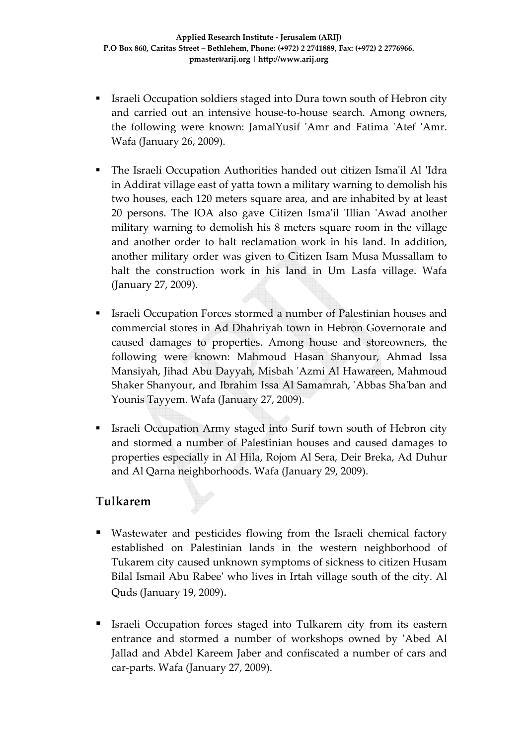- Israeli Occupation soldiers staged into Dura town south of Hebron city and carried out an intensive house-to-house search. Among owners, the following were known: JamalYusif 'Amr and Fatima 'Atef 'Amr. Wafa (January 26, 2009).

- The Israeli Occupation Authorities handed out citizen Isma'il Al 'Idra in Addirat village east of yatta town a military warning to demolish his two houses, each 120 meters square area, and are inhabited by at least 20 persons. The IOA also gave Citizen Isma'il 'Illian 'Awad another military warning to demolish his 8 meters square room in the village and another order to halt reclamation work in his land. In addition, another military order was given to Citizen Isam Musa Mussallam to halt the construction work in his land in Um Lasfa village. Wafa (January 27, 2009).

- Israeli Occupation Forces stormed a number of Palestinian houses and commercial stores in Ad Dhahriyah town in Hebron Governorate and caused damages to properties. Among house and storeowners, the following were known: Mahmoud Hasan Shanyour, Ahmad Issa Mansiyah, Jihad Abu Dayyah, Misbah 'Azmi Al Hawareen, Mahmoud Shaker Shanyour, and Ibrahim Issa Al Samamrah, 'Abbas Sha'ban and Younis Tayyem. Wafa (January 27, 2009).

- Israeli Occupation Army staged into Surif town south of Hebron city and stormed a number of Palestinian houses and caused damages to properties especially in Al Hila, Rojom Al Sera, Deir Breka, Ad Duhur and Al Qarna neighborhoods. Wafa (January 29, 2009).

## Tulkarem

- Wastewater and pesticides flowing from the Israeli chemical factory established on Palestinian lands in the western neighborhood of Tukarem city caused unknown symptoms of sickness to citizen Husam Bilal Ismail Abu Rabee' who lives in Irtah village south of the city. Al Quds (January 19, 2009).

- Israeli Occupation forces staged into Tulkarem city from its eastern entrance and stormed a number of workshops owned by 'Abed Al Jallad and Abdel Kareem Jaber and confiscated a number of cars and car-parts. Wafa (January 27, 2009).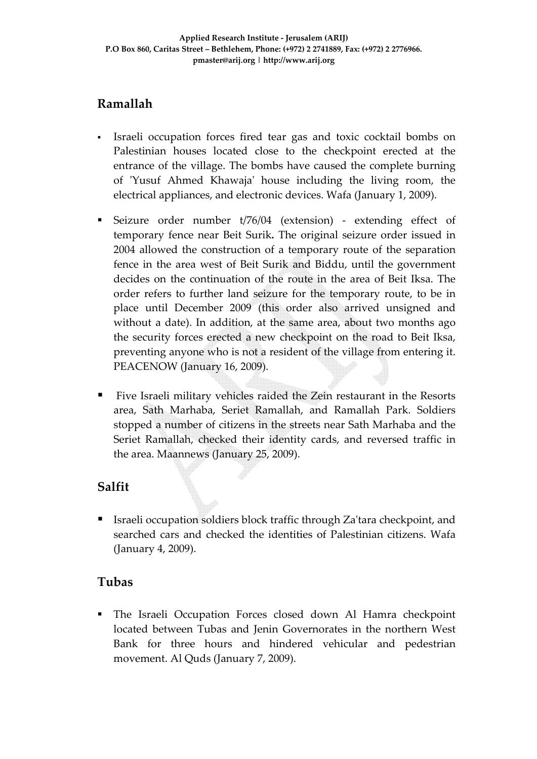## Ramallah

- Israeli occupation forces fired tear gas and toxic cocktail bombs on Palestinian houses located close to the checkpoint erected at the entrance of the village. The bombs have caused the complete burning of 'Yusuf Ahmed Khawaja' house including the living room, the electrical appliances, and electronic devices. Wafa (January 1, 2009).

- Seizure order number t/76/04 (extension) - extending effect of temporary fence near Beit Surik**.** The original seizure order issued in 2004 allowed the construction of a temporary route of the separation fence in the area west of Beit Surik and Biddu, until the government decides on the continuation of the route in the area of Beit Iksa. The order refers to further land seizure for the temporary route, to be in place until December 2009 (this order also arrived unsigned and without a date). In addition, at the same area, about two months ago the security forces erected a new checkpoint on the road to Beit Iksa, preventing anyone who is not a resident of the village from entering it. PEACENOW (January 16, 2009).

- Five Israeli military vehicles raided the Zein restaurant in the Resorts area, Sath Marhaba, Seriet Ramallah, and Ramallah Park. Soldiers stopped a number of citizens in the streets near Sath Marhaba and the Seriet Ramallah, checked their identity cards, and reversed traffic in the area. Maannews (January 25, 2009).

## Salfit

- Israeli occupation soldiers block traffic through Za'tara checkpoint, and searched cars and checked the identities of Palestinian citizens. Wafa (January 4, 2009).

## Tubas

- The Israeli Occupation Forces closed down Al Hamra checkpoint located between Tubas and Jenin Governorates in the northern West Bank for three hours and hindered vehicular and pedestrian movement. Al Quds (January 7, 2009).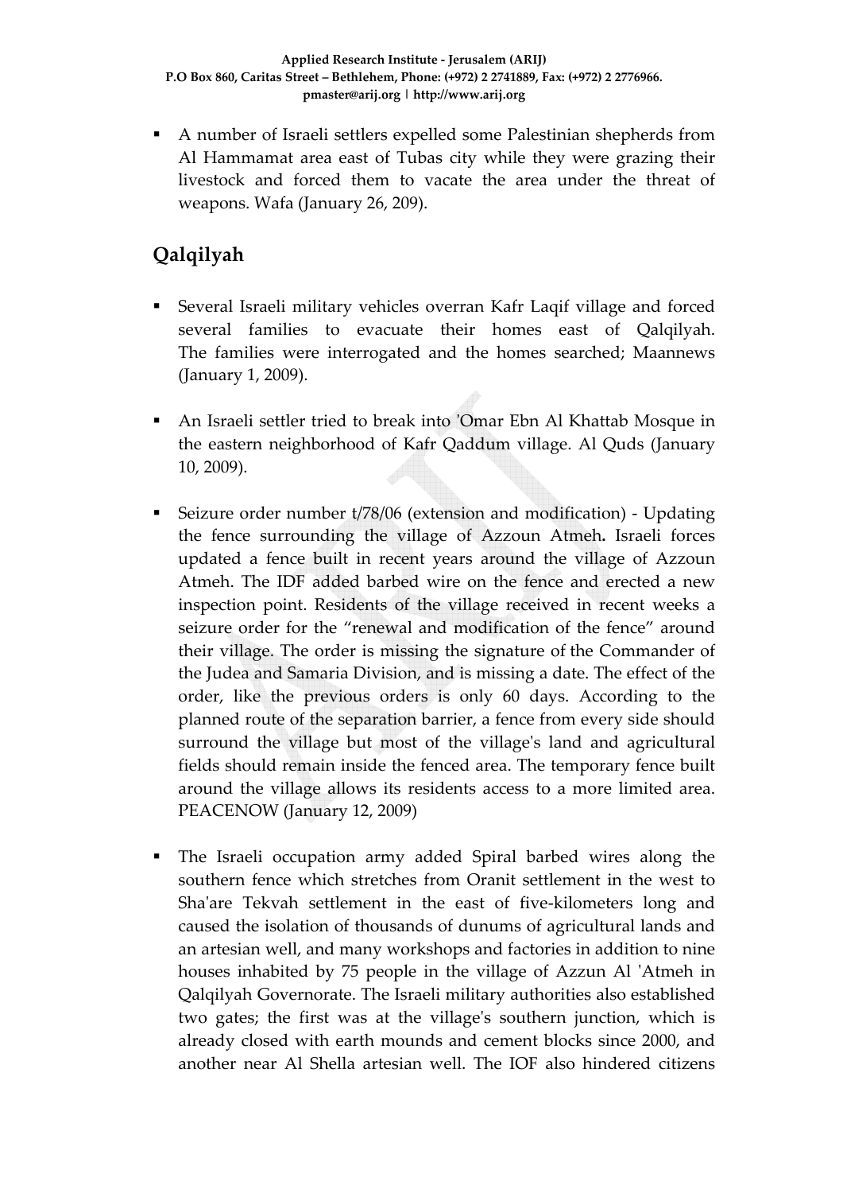- A number of Israeli settlers expelled some Palestinian shepherds from Al Hammamat area east of Tubas city while they were grazing their livestock and forced them to vacate the area under the threat of weapons. Wafa (January 26, 209).

## Qalqilyah

- Several Israeli military vehicles overran Kafr Laqif village and forced several families to evacuate their homes east of Qalqilyah. The families were interrogated and the homes searched; Maannews (January 1, 2009).

- An Israeli settler tried to break into 'Omar Ebn Al Khattab Mosque in the eastern neighborhood of Kafr Qaddum village. Al Quds (January 10, 2009).

- Seizure order number t/78/06 (extension and modification) - Updating the fence surrounding the village of Azzoun Atmeh**.** Israeli forces updated a fence built in recent years around the village of Azzoun Atmeh. The IDF added barbed wire on the fence and erected a new inspection point. Residents of the village received in recent weeks a seizure order for the "renewal and modification of the fence" around their village. The order is missing the signature of the Commander of the Judea and Samaria Division, and is missing a date. The effect of the order, like the previous orders is only 60 days. According to the planned route of the separation barrier, a fence from every side should surround the village but most of the village's land and agricultural fields should remain inside the fenced area. The temporary fence built around the village allows its residents access to a more limited area. PEACENOW (January 12, 2009)

- The Israeli occupation army added Spiral barbed wires along the southern fence which stretches from Oranit settlement in the west to Sha'are Tekvah settlement in the east of five-kilometers long and caused the isolation of thousands of dunums of agricultural lands and an artesian well, and many workshops and factories in addition to nine houses inhabited by 75 people in the village of Azzun Al 'Atmeh in Qalqilyah Governorate. The Israeli military authorities also established two gates; the first was at the village's southern junction, which is already closed with earth mounds and cement blocks since 2000, and another near Al Shella artesian well. The IOF also hindered citizens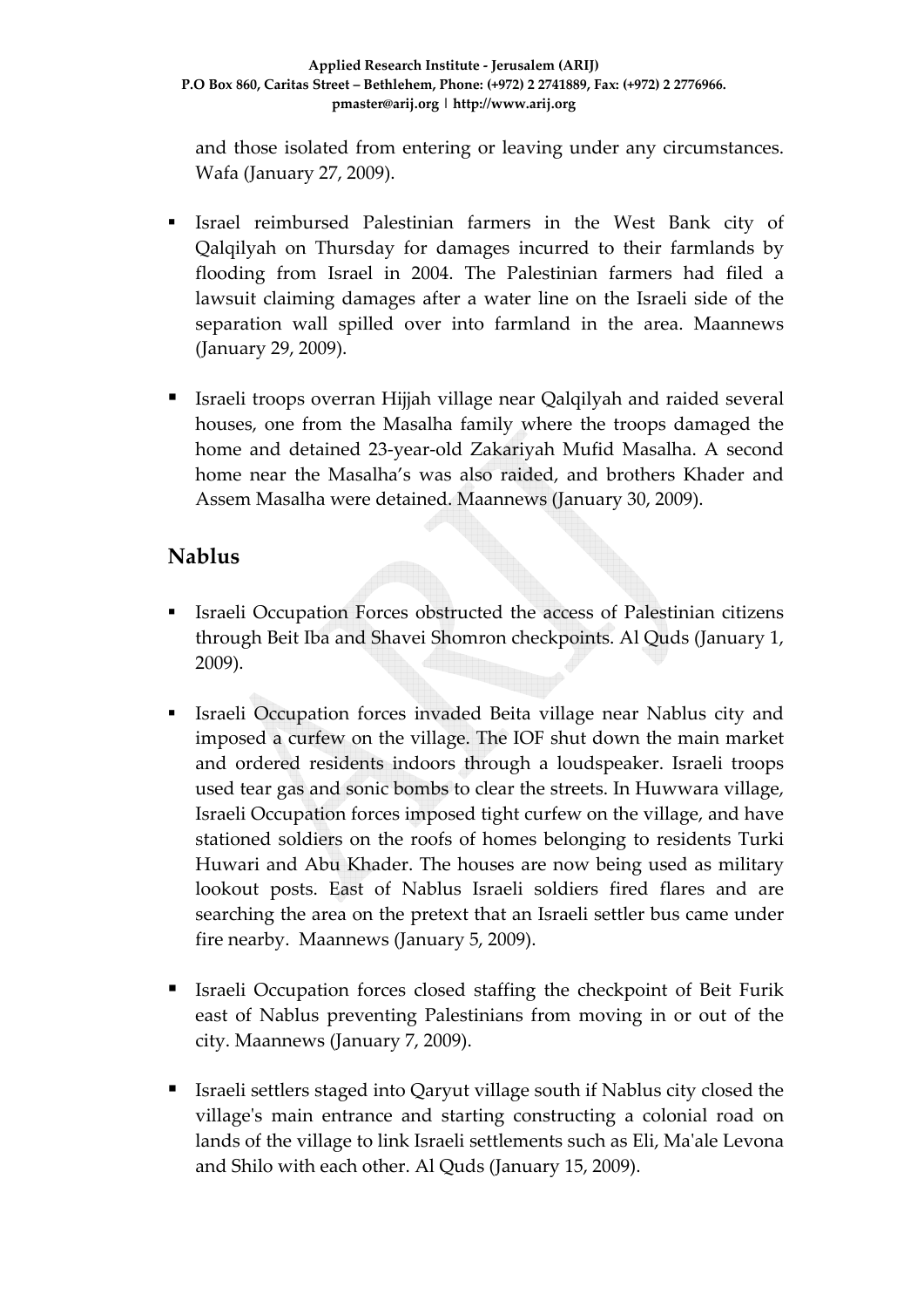and those isolated from entering or leaving under any circumstances. Wafa (January 27, 2009).

- Israel reimbursed Palestinian farmers in the West Bank city of Qalqilyah on Thursday for damages incurred to their farmlands by flooding from Israel in 2004. The Palestinian farmers had filed a lawsuit claiming damages after a water line on the Israeli side of the separation wall spilled over into farmland in the area. Maannews (January 29, 2009).

- Israeli troops overran Hijjah village near Qalqilyah and raided several houses, one from the Masalha family where the troops damaged the home and detained 23-year-old Zakariyah Mufid Masalha. A second home near the Masalha's was also raided, and brothers Khader and Assem Masalha were detained. Maannews (January 30, 2009).

## Nablus

- Israeli Occupation Forces obstructed the access of Palestinian citizens through Beit Iba and Shavei Shomron checkpoints. Al Quds (January 1, 2009).

- Israeli Occupation forces invaded Beita village near Nablus city and imposed a curfew on the village. The IOF shut down the main market and ordered residents indoors through a loudspeaker. Israeli troops used tear gas and sonic bombs to clear the streets. In Huwwara village, Israeli Occupation forces imposed tight curfew on the village, and have stationed soldiers on the roofs of homes belonging to residents Turki Huwari and Abu Khader. The houses are now being used as military lookout posts. East of Nablus Israeli soldiers fired flares and are searching the area on the pretext that an Israeli settler bus came under fire nearby. Maannews (January 5, 2009).

- Israeli Occupation forces closed staffing the checkpoint of Beit Furik east of Nablus preventing Palestinians from moving in or out of the city. Maannews (January 7, 2009).

- Israeli settlers staged into Qaryut village south if Nablus city closed the village's main entrance and starting constructing a colonial road on lands of the village to link Israeli settlements such as Eli, Ma'ale Levona and Shilo with each other. Al Quds (January 15, 2009).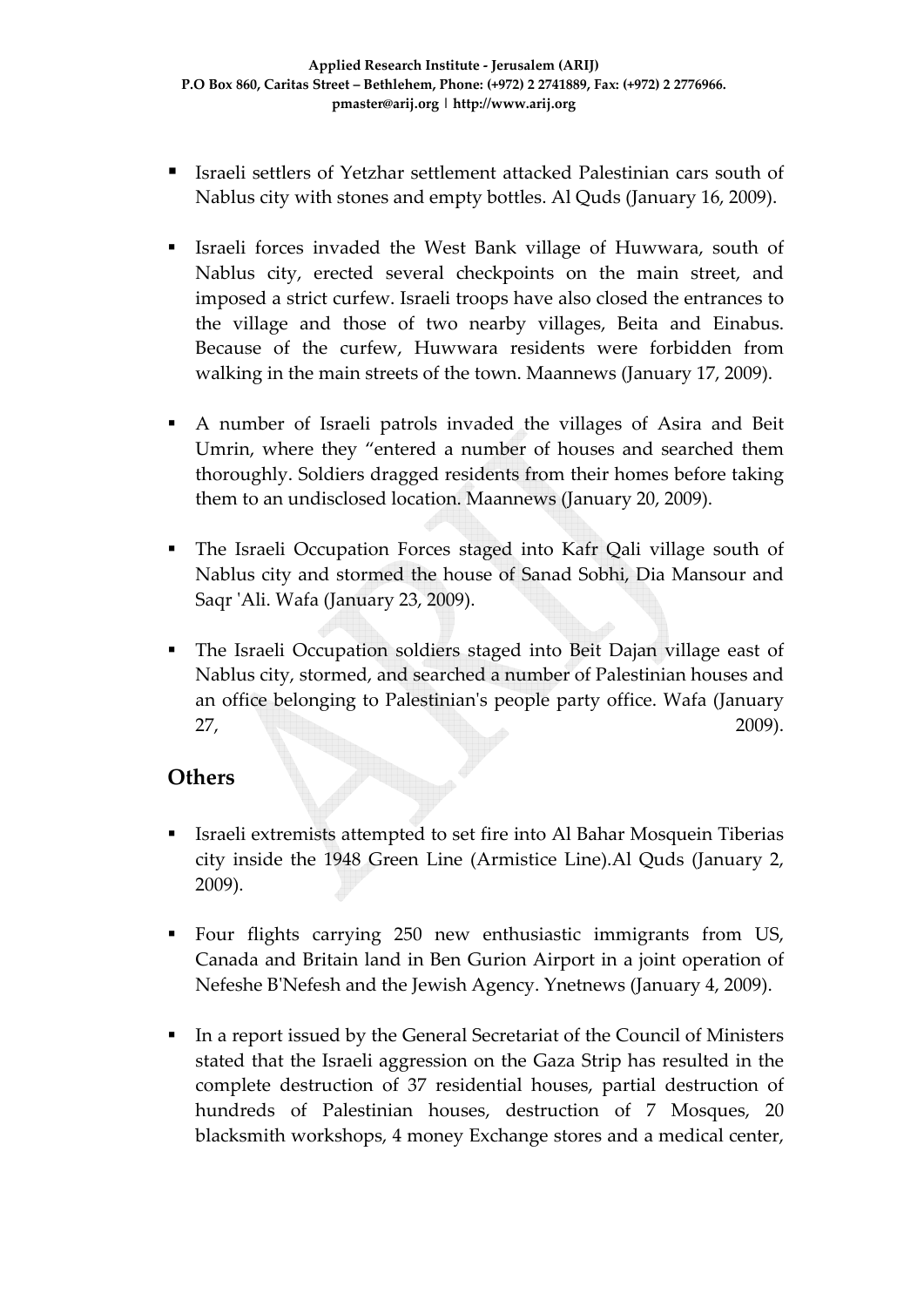- Israeli settlers of Yetzhar settlement attacked Palestinian cars south of Nablus city with stones and empty bottles. Al Quds (January 16, 2009).

- Israeli forces invaded the West Bank village of Huwwara, south of Nablus city, erected several checkpoints on the main street, and imposed a strict curfew. Israeli troops have also closed the entrances to the village and those of two nearby villages, Beita and Einabus. Because of the curfew, Huwwara residents were forbidden from walking in the main streets of the town. Maannews (January 17, 2009).

- A number of Israeli patrols invaded the villages of Asira and Beit Umrin, where they "entered a number of houses and searched them thoroughly. Soldiers dragged residents from their homes before taking them to an undisclosed location. Maannews (January 20, 2009).

- The Israeli Occupation Forces staged into Kafr Qali village south of Nablus city and stormed the house of Sanad Sobhi, Dia Mansour and Saqr 'Ali. Wafa (January 23, 2009).

- The Israeli Occupation soldiers staged into Beit Dajan village east of Nablus city, stormed, and searched a number of Palestinian houses and an office belonging to Palestinian's people party office. Wafa (January 27, 2009).

## Others

- Israeli extremists attempted to set fire into Al Bahar Mosquein Tiberias city inside the 1948 Green Line (Armistice Line).Al Quds (January 2, 2009).

- Four flights carrying 250 new enthusiastic immigrants from US, Canada and Britain land in Ben Gurion Airport in a joint operation of Nefeshe B'Nefesh and the Jewish Agency. Ynetnews (January 4, 2009).

- In a report issued by the General Secretariat of the Council of Ministers stated that the Israeli aggression on the Gaza Strip has resulted in the complete destruction of 37 residential houses, partial destruction of hundreds of Palestinian houses, destruction of 7 Mosques, 20 blacksmith workshops, 4 money Exchange stores and a medical center,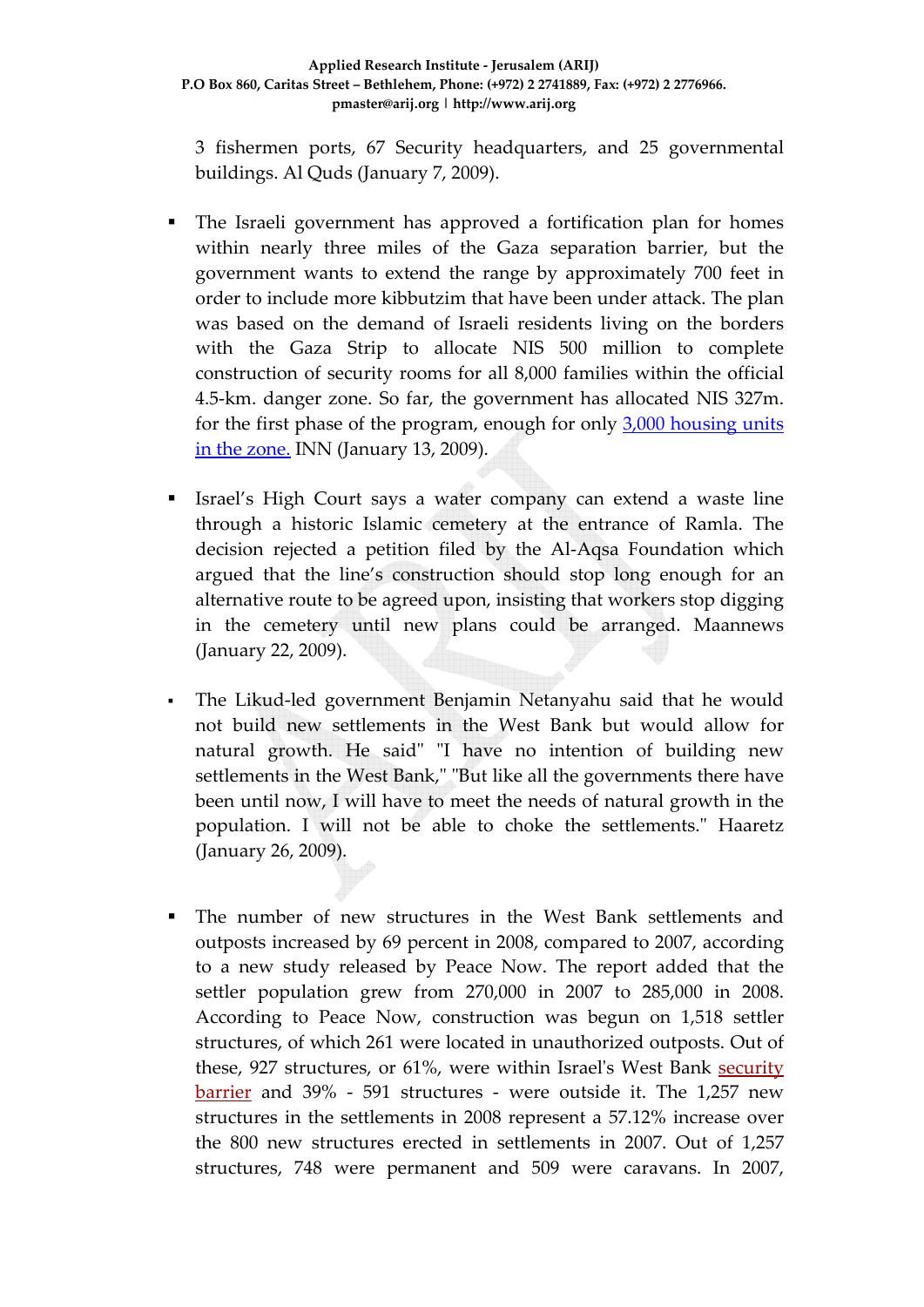3 fishermen ports, 67 Security headquarters, and 25 governmental buildings. Al Quds (January 7, 2009).

- The Israeli government has approved a fortification plan for homes within nearly three miles of the Gaza separation barrier, but the government wants to extend the range by approximately 700 feet in order to include more kibbutzim that have been under attack. The plan was based on the demand of Israeli residents living on the borders with the Gaza Strip to allocate NIS 500 million to complete construction of security rooms for all 8,000 families within the official 4.5-km. danger zone. So far, the government has allocated NIS 327m. for the first phase of the program, enough for only 3,000 housing units in the zone. INN (January 13, 2009).

- Israel's High Court says a water company can extend a waste line through a historic Islamic cemetery at the entrance of Ramla. The decision rejected a petition filed by the Al-Aqsa Foundation which argued that the line's construction should stop long enough for an alternative route to be agreed upon, insisting that workers stop digging in the cemetery until new plans could be arranged. Maannews (January 22, 2009).

- The Likud-led government Benjamin Netanyahu said that he would not build new settlements in the West Bank but would allow for natural growth. He said" "I have no intention of building new settlements in the West Bank," "But like all the governments there have been until now, I will have to meet the needs of natural growth in the population. I will not be able to choke the settlements." Haaretz (January 26, 2009).

- The number of new structures in the West Bank settlements and outposts increased by 69 percent in 2008, compared to 2007, according to a new study released by Peace Now. The report added that the settler population grew from 270,000 in 2007 to 285,000 in 2008. According to Peace Now, construction was begun on 1,518 settler structures, of which 261 were located in unauthorized outposts. Out of these, 927 structures, or 61%, were within Israel's West Bank security barrier and 39% - 591 structures - were outside it. The 1,257 new structures in the settlements in 2008 represent a 57.12% increase over the 800 new structures erected in settlements in 2007. Out of 1,257 structures, 748 were permanent and 509 were caravans. In 2007,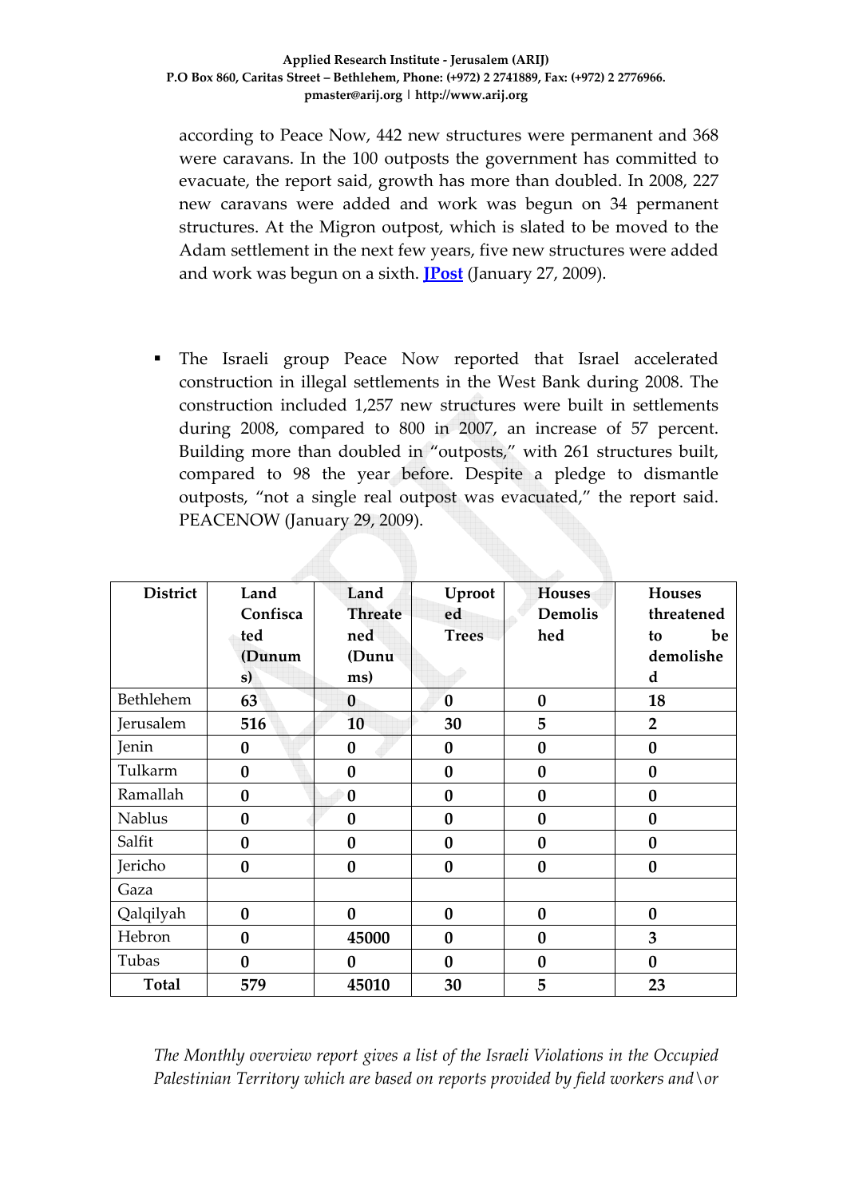according to Peace Now, 442 new structures were permanent and 368 were caravans. In the 100 outposts the government has committed to evacuate, the report said, growth has more than doubled. In 2008, 227 new caravans were added and work was begun on 34 permanent structures. At the Migron outpost, which is slated to be moved to the Adam settlement in the next few years, five new structures were added and work was begun on a sixth. **JPost** (January 27, 2009).

- The Israeli group Peace Now reported that Israel accelerated construction in illegal settlements in the West Bank during 2008. The construction included 1,257 new structures were built in settlements during 2008, compared to 800 in 2007, an increase of 57 percent. Building more than doubled in "outposts," with 261 structures built, compared to 98 the year before. Despite a pledge to dismantle outposts, "not a single real outpost was evacuated," the report said. PEACENOW (January 29, 2009).

| District | Land Confiscated (Dunums) | Land Threatened (Dunums) | Uprooted Trees | Houses Demolished | Houses threatened to be demolished |
|---|---|---|---|---|---|
| Bethlehem | **63** | **0** | **0** | **0** | **18** |
| Jerusalem | **516** | **10** | **30** | **5** | **2** |
| Jenin | **0** | **0** | **0** | **0** | **0** |
| Tulkarm | **0** | **0** | **0** | **0** | **0** |
| Ramallah | **0** | **0** | **0** | **0** | **0** |
| Nablus | **0** | **0** | **0** | **0** | **0** |
| Salfit | **0** | **0** | **0** | **0** | **0** |
| Jericho | **0** | **0** | **0** | **0** | **0** |
| Gaza | | | | | |
| Qalqilyah | **0** | **0** | **0** | **0** | **0** |
| Hebron | **0** | **45000** | **0** | **0** | **3** |
| Tubas | **0** | **0** | **0** | **0** | **0** |
| **Total** | **579** | **45010** | **30** | **5** | **23** |

*The Monthly overview report gives a list of the Israeli Violations in the Occupied Palestinian Territory which are based on reports provided by field workers and\or*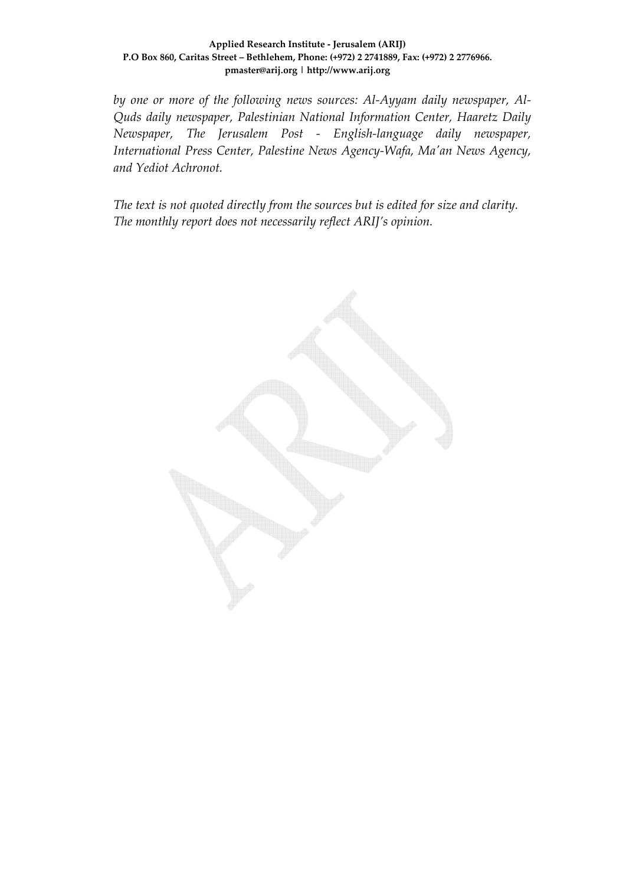*by one or more of the following news sources: Al-Ayyam daily newspaper, Al-Quds daily newspaper, Palestinian National Information Center, Haaretz Daily Newspaper, The Jerusalem Post - English-language daily newspaper, International Press Center, Palestine News Agency-Wafa, Ma'an News Agency, and Yediot Achronot.*

*The text is not quoted directly from the sources but is edited for size and clarity. The monthly report does not necessarily reflect ARIJ's opinion.*